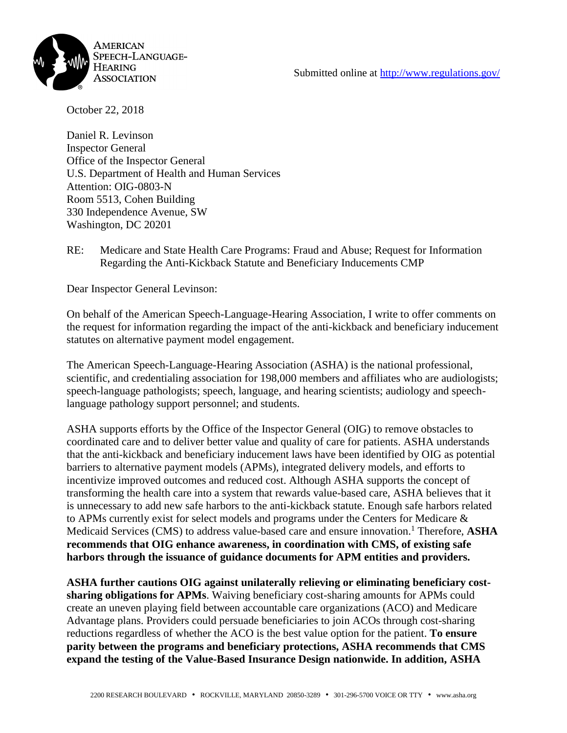AMERICAN SPEECH-LANGUAGE-HEARING ASSOCIATION

Submitted online at http://www.regulations.gov/

October 22, 2018

Daniel R. Levinson
Inspector General
Office of the Inspector General
U.S. Department of Health and Human Services
Attention: OIG-0803-N
Room 5513, Cohen Building
330 Independence Avenue, SW
Washington, DC 20201

RE: Medicare and State Health Care Programs: Fraud and Abuse; Request for Information Regarding the Anti-Kickback Statute and Beneficiary Inducements CMP

Dear Inspector General Levinson:

On behalf of the American Speech-Language-Hearing Association, I write to offer comments on the request for information regarding the impact of the anti-kickback and beneficiary inducement statutes on alternative payment model engagement.

The American Speech-Language-Hearing Association (ASHA) is the national professional, scientific, and credentialing association for 198,000 members and affiliates who are audiologists; speech-language pathologists; speech, language, and hearing scientists; audiology and speech-language pathology support personnel; and students.

ASHA supports efforts by the Office of the Inspector General (OIG) to remove obstacles to coordinated care and to deliver better value and quality of care for patients. ASHA understands that the anti-kickback and beneficiary inducement laws have been identified by OIG as potential barriers to alternative payment models (APMs), integrated delivery models, and efforts to incentivize improved outcomes and reduced cost. Although ASHA supports the concept of transforming the health care into a system that rewards value-based care, ASHA believes that it is unnecessary to add new safe harbors to the anti-kickback statute. Enough safe harbors related to APMs currently exist for select models and programs under the Centers for Medicare & Medicaid Services (CMS) to address value-based care and ensure innovation.[1] Therefore, **ASHA recommends that OIG enhance awareness, in coordination with CMS, of existing safe harbors through the issuance of guidance documents for APM entities and providers.**

**ASHA further cautions OIG against unilaterally relieving or eliminating beneficiary cost-sharing obligations for APMs**. Waiving beneficiary cost-sharing amounts for APMs could create an uneven playing field between accountable care organizations (ACO) and Medicare Advantage plans. Providers could persuade beneficiaries to join ACOs through cost-sharing reductions regardless of whether the ACO is the best value option for the patient. **To ensure parity between the programs and beneficiary protections, ASHA recommends that CMS expand the testing of the Value-Based Insurance Design nationwide. In addition, ASHA**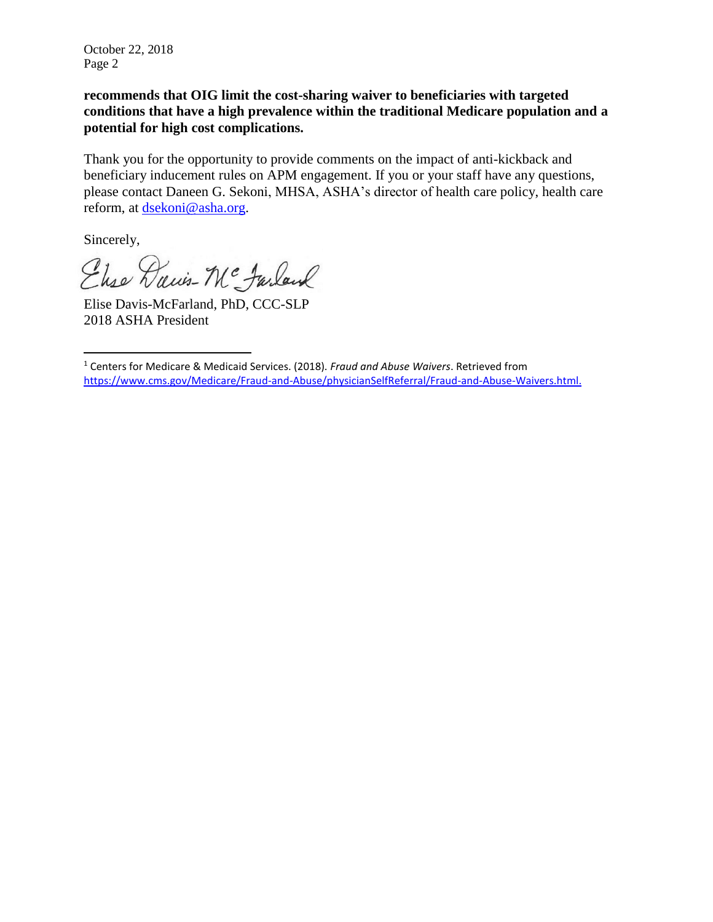**recommends that OIG limit the cost-sharing waiver to beneficiaries with targeted conditions that have a high prevalence within the traditional Medicare population and a potential for high cost complications.**

Thank you for the opportunity to provide comments on the impact of anti-kickback and beneficiary inducement rules on APM engagement. If you or your staff have any questions, please contact Daneen G. Sekoni, MHSA, ASHA's director of health care policy, health care reform, at dsekoni@asha.org.

Sincerely,

Elise Davis-McFarland, PhD, CCC-SLP
2018 ASHA President

---

[1] Centers for Medicare & Medicaid Services. (2018). *Fraud and Abuse Waivers*. Retrieved from https://www.cms.gov/Medicare/Fraud-and-Abuse/physicianSelfReferral/Fraud-and-Abuse-Waivers.html.